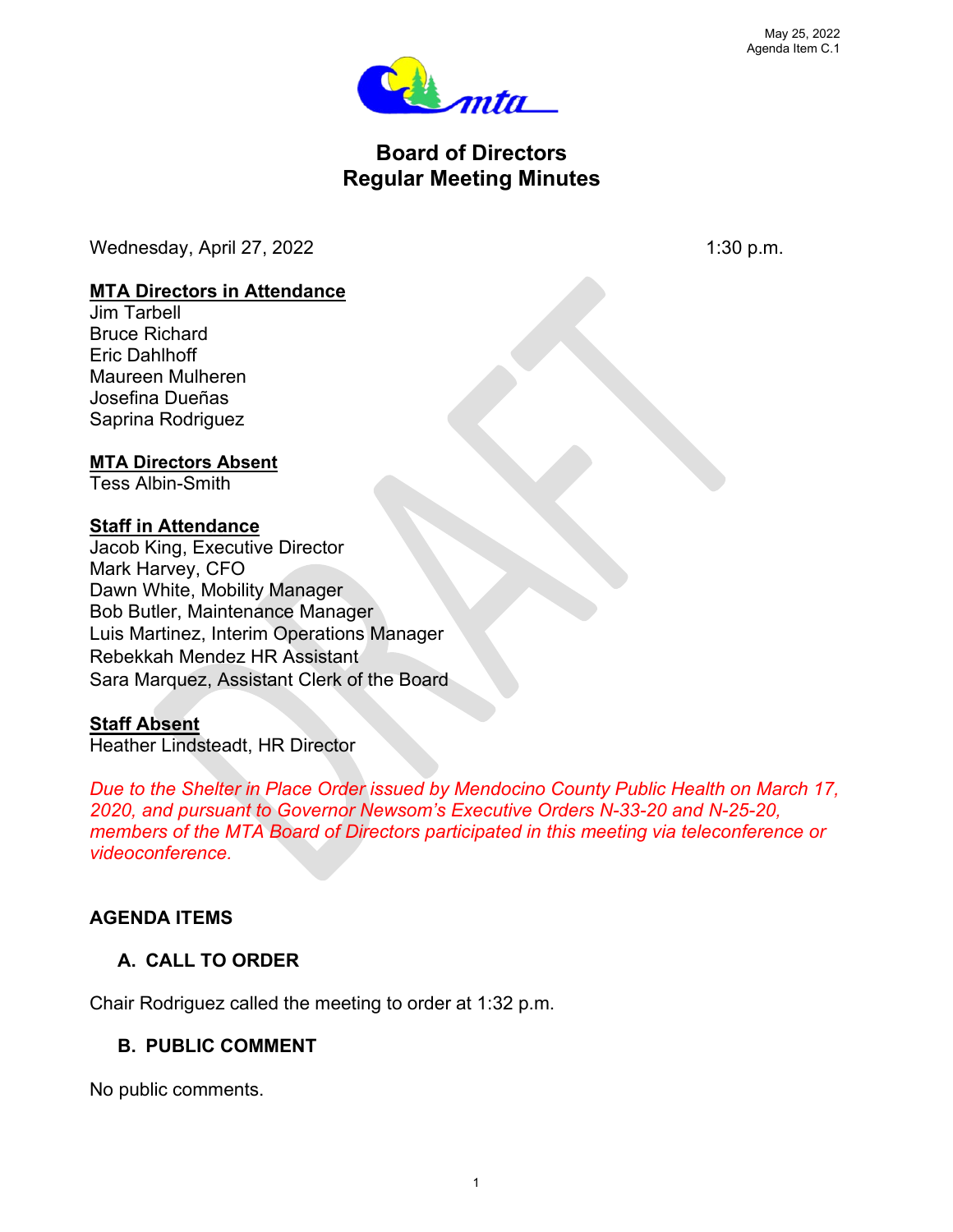May 25, 2022
Agenda Item C.1

# Board of Directors
# Regular Meeting Minutes

Wednesday, April 27, 2022 1:30 p.m.

**MTA Directors in Attendance**
Jim Tarbell
Bruce Richard
Eric Dahlhoff
Maureen Mulheren
Josefina Dueñas
Saprina Rodriguez

**MTA Directors Absent**
Tess Albin-Smith

**Staff in Attendance**
Jacob King, Executive Director
Mark Harvey, CFO
Dawn White, Mobility Manager
Bob Butler, Maintenance Manager
Luis Martinez, Interim Operations Manager
Rebekkah Mendez HR Assistant
Sara Marquez, Assistant Clerk of the Board

**Staff Absent**
Heather Lindsteadt, HR Director

*Due to the Shelter in Place Order issued by Mendocino County Public Health on March 17, 2020, and pursuant to Governor Newsom's Executive Orders N-33-20 and N-25-20, members of the MTA Board of Directors participated in this meeting via teleconference or videoconference.*

## AGENDA ITEMS

### A. CALL TO ORDER

Chair Rodriguez called the meeting to order at 1:32 p.m.

### B. PUBLIC COMMENT

No public comments.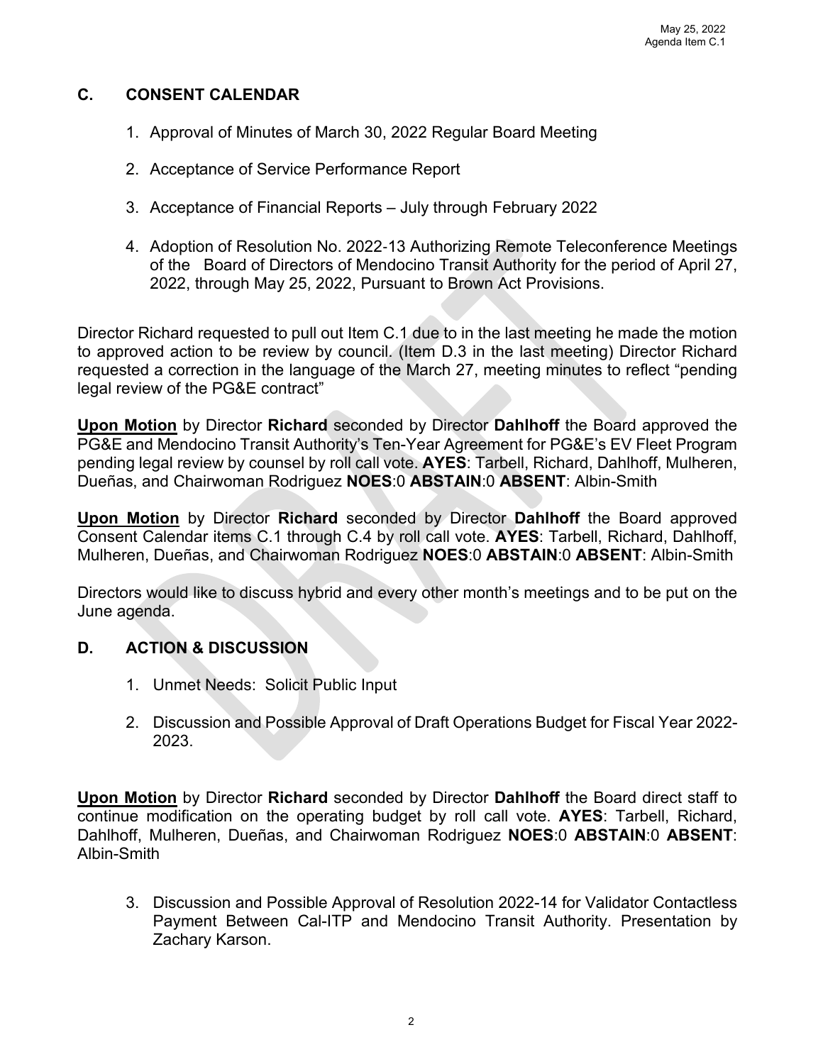## C. CONSENT CALENDAR

1. Approval of Minutes of March 30, 2022 Regular Board Meeting

2. Acceptance of Service Performance Report

3. Acceptance of Financial Reports – July through February 2022

4. Adoption of Resolution No. 2022-13 Authorizing Remote Teleconference Meetings of the Board of Directors of Mendocino Transit Authority for the period of April 27, 2022, through May 25, 2022, Pursuant to Brown Act Provisions.

Director Richard requested to pull out Item C.1 due to in the last meeting he made the motion to approved action to be review by council. (Item D.3 in the last meeting) Director Richard requested a correction in the language of the March 27, meeting minutes to reflect "pending legal review of the PG&E contract"

**Upon Motion** by Director **Richard** seconded by Director **Dahlhoff** the Board approved the PG&E and Mendocino Transit Authority's Ten-Year Agreement for PG&E's EV Fleet Program pending legal review by counsel by roll call vote. **AYES**: Tarbell, Richard, Dahlhoff, Mulheren, Dueñas, and Chairwoman Rodriguez **NOES**:0 **ABSTAIN**:0 **ABSENT**: Albin-Smith

**Upon Motion** by Director **Richard** seconded by Director **Dahlhoff** the Board approved Consent Calendar items C.1 through C.4 by roll call vote. **AYES**: Tarbell, Richard, Dahlhoff, Mulheren, Dueñas, and Chairwoman Rodriguez **NOES**:0 **ABSTAIN**:0 **ABSENT**: Albin-Smith

Directors would like to discuss hybrid and every other month's meetings and to be put on the June agenda.

## D. ACTION & DISCUSSION

1. Unmet Needs: Solicit Public Input

2. Discussion and Possible Approval of Draft Operations Budget for Fiscal Year 2022-2023.

**Upon Motion** by Director **Richard** seconded by Director **Dahlhoff** the Board direct staff to continue modification on the operating budget by roll call vote. **AYES**: Tarbell, Richard, Dahlhoff, Mulheren, Dueñas, and Chairwoman Rodriguez **NOES**:0 **ABSTAIN**:0 **ABSENT**: Albin-Smith

3. Discussion and Possible Approval of Resolution 2022-14 for Validator Contactless Payment Between Cal-ITP and Mendocino Transit Authority. Presentation by Zachary Karson.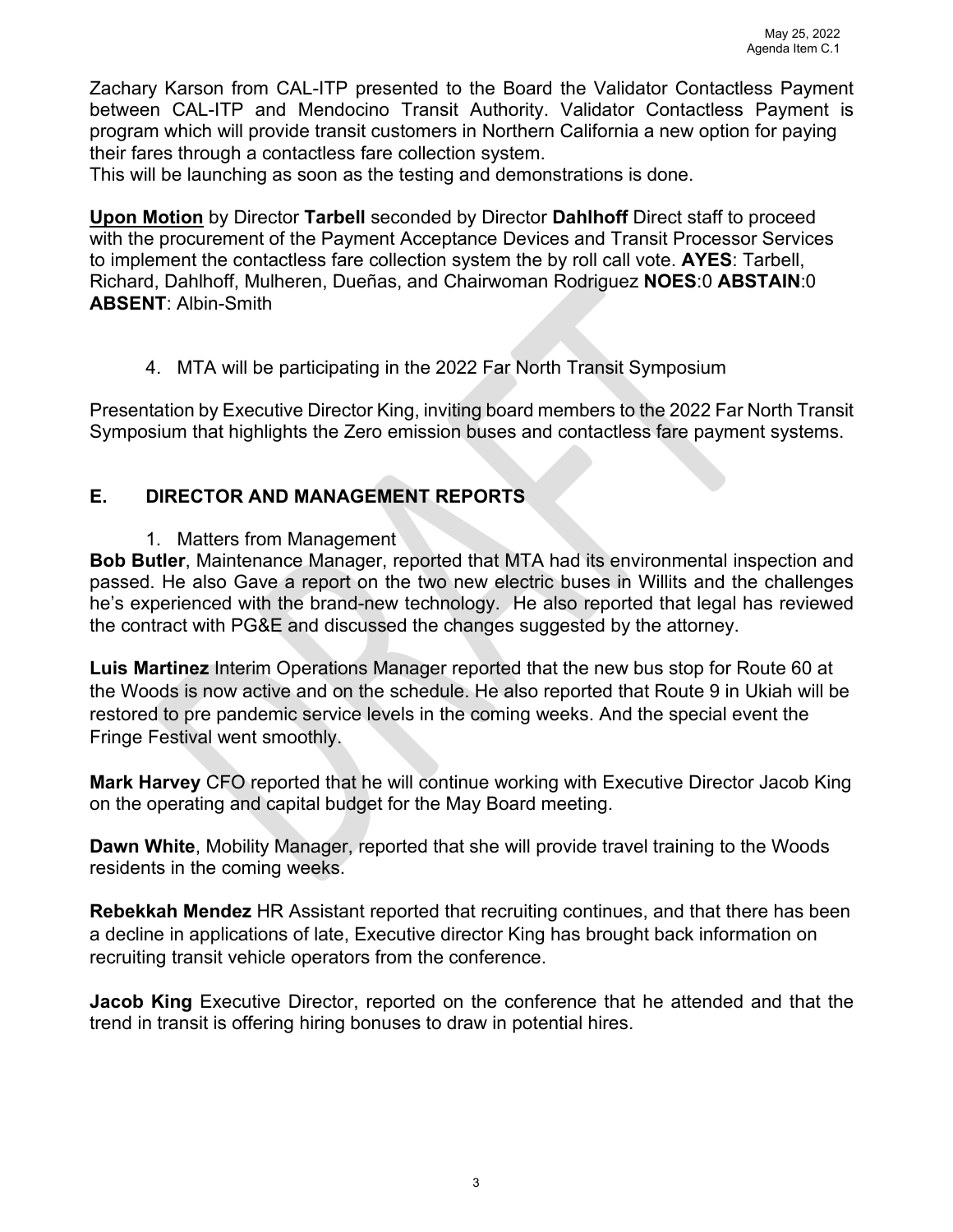Zachary Karson from CAL-ITP presented to the Board the Validator Contactless Payment between CAL-ITP and Mendocino Transit Authority. Validator Contactless Payment is program which will provide transit customers in Northern California a new option for paying their fares through a contactless fare collection system.
This will be launching as soon as the testing and demonstrations is done.

**Upon Motion** by Director **Tarbell** seconded by Director **Dahlhoff** Direct staff to proceed with the procurement of the Payment Acceptance Devices and Transit Processor Services to implement the contactless fare collection system the by roll call vote. **AYES**: Tarbell, Richard, Dahlhoff, Mulheren, Dueñas, and Chairwoman Rodriguez **NOES**:0 **ABSTAIN**:0 **ABSENT**: Albin-Smith

4. MTA will be participating in the 2022 Far North Transit Symposium

Presentation by Executive Director King, inviting board members to the 2022 Far North Transit Symposium that highlights the Zero emission buses and contactless fare payment systems.

## E. DIRECTOR AND MANAGEMENT REPORTS

1. Matters from Management

**Bob Butler**, Maintenance Manager, reported that MTA had its environmental inspection and passed. He also Gave a report on the two new electric buses in Willits and the challenges he's experienced with the brand-new technology. He also reported that legal has reviewed the contract with PG&E and discussed the changes suggested by the attorney.

**Luis Martinez** Interim Operations Manager reported that the new bus stop for Route 60 at the Woods is now active and on the schedule. He also reported that Route 9 in Ukiah will be restored to pre pandemic service levels in the coming weeks. And the special event the Fringe Festival went smoothly.

**Mark Harvey** CFO reported that he will continue working with Executive Director Jacob King on the operating and capital budget for the May Board meeting.

**Dawn White**, Mobility Manager, reported that she will provide travel training to the Woods residents in the coming weeks.

**Rebekkah Mendez** HR Assistant reported that recruiting continues, and that there has been a decline in applications of late, Executive director King has brought back information on recruiting transit vehicle operators from the conference.

**Jacob King** Executive Director, reported on the conference that he attended and that the trend in transit is offering hiring bonuses to draw in potential hires.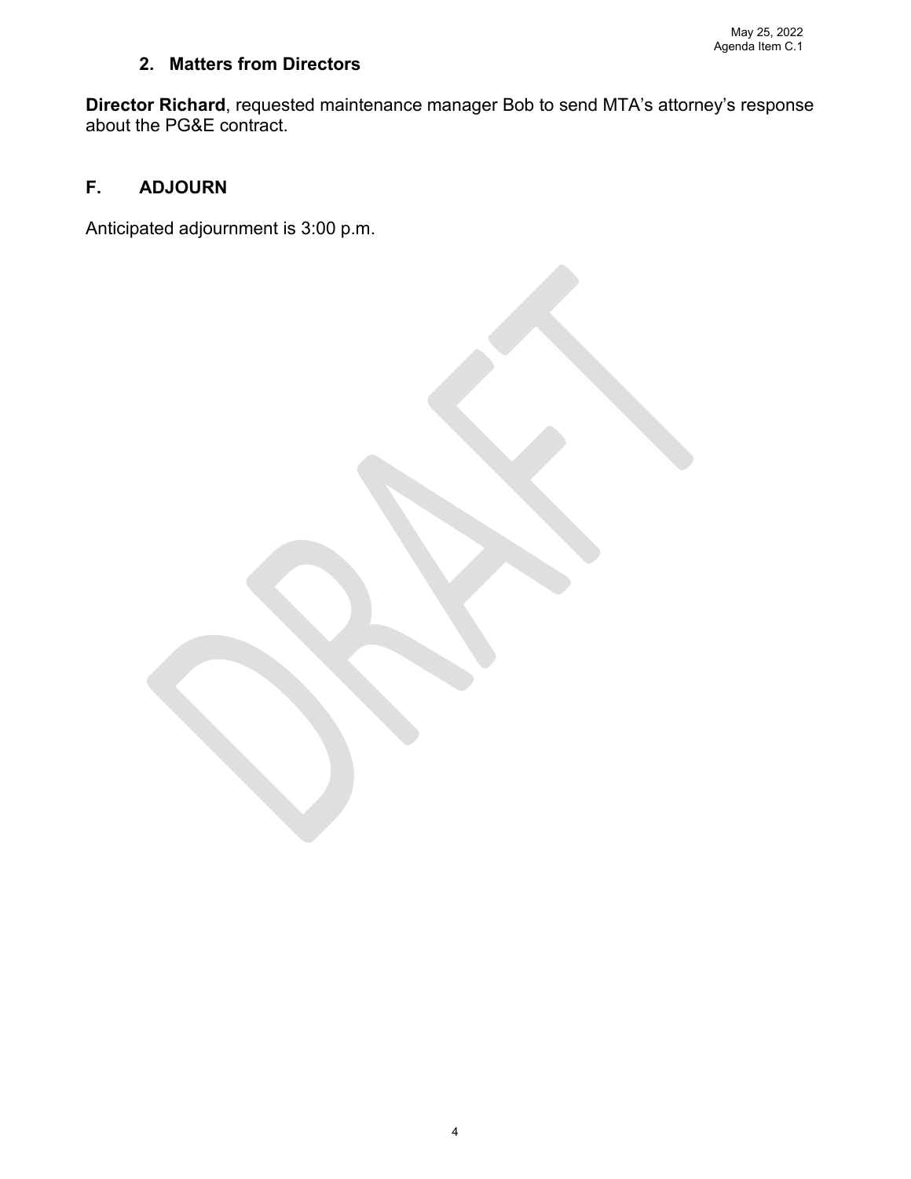### 2. Matters from Directors

**Director Richard**, requested maintenance manager Bob to send MTA's attorney's response about the PG&E contract.

## F. ADJOURN

Anticipated adjournment is 3:00 p.m.